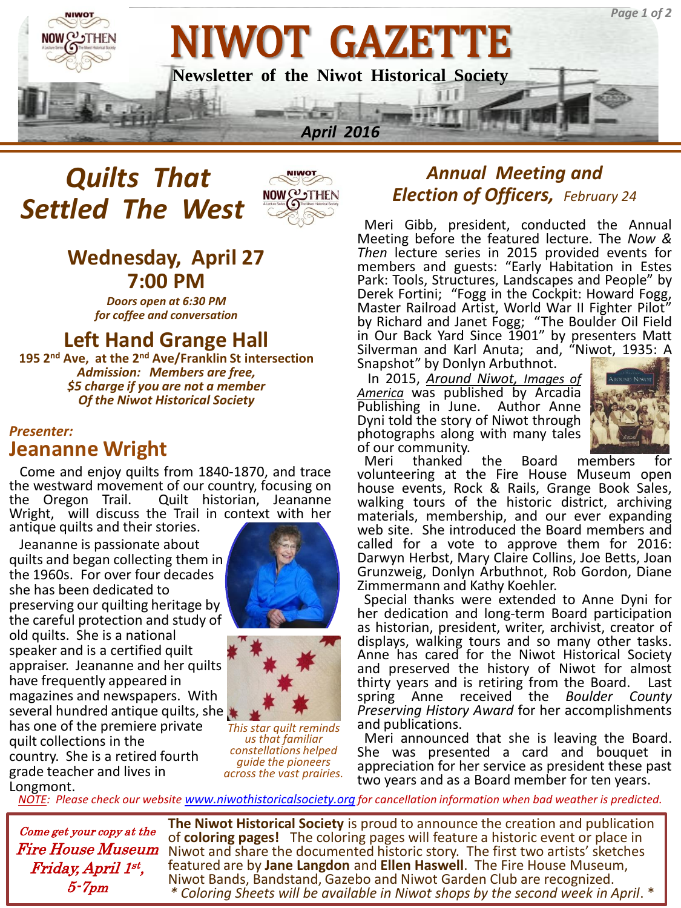# NIWOT GAZETTE

**Newsletter of the Niwot Historical Society**

*April 2016*

## *Quilts That Settled The West*

### Wednesday, April 27
### 7:00 PM

***Doors open at 6:30 PM for coffee and conversation***

### Left Hand Grange Hall

**195 2nd Ave, at the 2nd Ave/Franklin St intersection**
***Admission: Members are free, $5 charge if you are not a member Of the Niwot Historical Society***

***Presenter:***
### Jeananne Wright

Come and enjoy quilts from 1840-1870, and trace the westward movement of our country, focusing on the Oregon Trail. Quilt historian, Jeananne Wright, will discuss the Trail in context with her antique quilts and their stories.

Jeananne is passionate about quilts and began collecting them in the 1960s. For over four decades she has been dedicated to preserving our quilting heritage by the careful protection and study of old quilts. She is a national speaker and is a certified quilt appraiser. Jeananne and her quilts have frequently appeared in magazines and newspapers. With several hundred antique quilts, she has one of the premiere private quilt collections in the country. She is a retired fourth grade teacher and lives in Longmont.

*This star quilt reminds us that familiar constellations helped guide the pioneers across the vast prairies.*

## *Annual Meeting and Election of Officers, February 24*

Meri Gibb, president, conducted the Annual Meeting before the featured lecture. The *Now & Then* lecture series in 2015 provided events for members and guests: "Early Habitation in Estes Park: Tools, Structures, Landscapes and People" by Derek Fortini; "Fogg in the Cockpit: Howard Fogg, Master Railroad Artist, World War II Fighter Pilot" by Richard and Janet Fogg; "The Boulder Oil Field in Our Back Yard Since 1901" by presenters Matt Silverman and Karl Anuta; and, "Niwot, 1935: A Snapshot" by Donlyn Arbuthnot.

In 2015, *Around Niwot, Images of America* was published by Arcadia Publishing in June. Author Anne Dyni told the story of Niwot through photographs along with many tales of our community.

Meri thanked the Board members for volunteering at the Fire House Museum open house events, Rock & Rails, Grange Book Sales, walking tours of the historic district, archiving materials, membership, and our ever expanding web site. She introduced the Board members and called for a vote to approve them for 2016: Darwyn Herbst, Mary Claire Collins, Joe Betts, Joan Grunzweig, Donlyn Arbuthnot, Rob Gordon, Diane Zimmermann and Kathy Koehler.

Special thanks were extended to Anne Dyni for her dedication and long-term Board participation as historian, president, writer, archivist, creator of displays, walking tours and so many other tasks. Anne has cared for the Niwot Historical Society and preserved the history of Niwot for almost thirty years and is retiring from the Board. Last spring Anne received the *Boulder County Preserving History Award* for her accomplishments and publications.

Meri announced that she is leaving the Board. She was presented a card and bouquet in appreciation for her service as president these past two years and as a Board member for ten years.

*NOTE: Please check our website www.niwothistoricalsociety.org for cancellation information when bad weather is predicted.*

*Come get your copy at the Fire House Museum Friday, April 1st, 5-7pm*

**The Niwot Historical Society** is proud to announce the creation and publication of **coloring pages!** The coloring pages will feature a historic event or place in Niwot and share the documented historic story. The first two artists' sketches featured are by **Jane Langdon** and **Ellen Haswell**. The Fire House Museum, Niwot Bands, Bandstand, Gazebo and Niwot Garden Club are recognized.
*\* Coloring Sheets will be available in Niwot shops by the second week in April. \**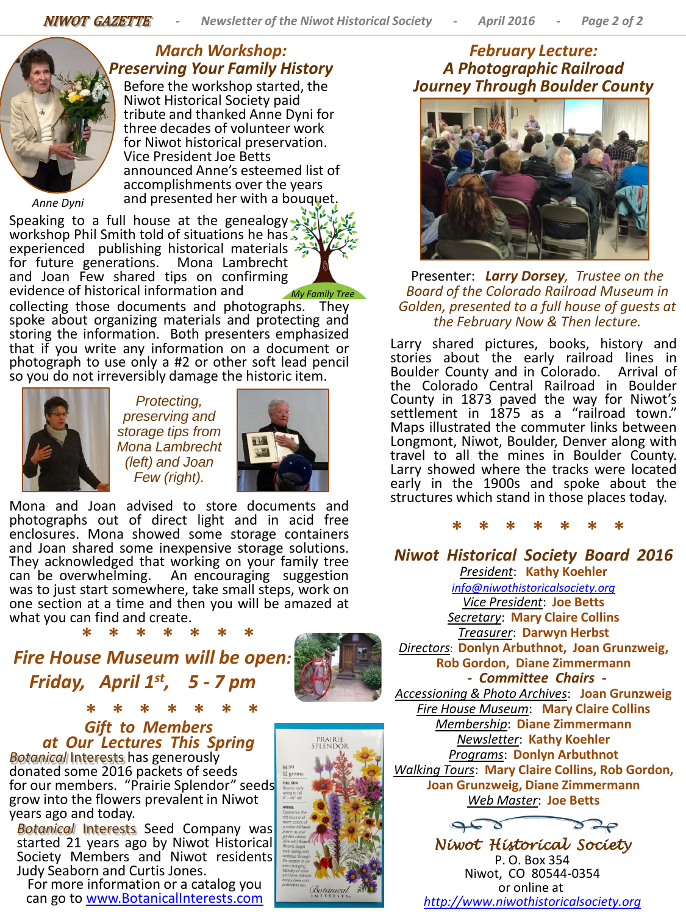## March Workshop: Preserving Your Family History

Before the workshop started, the Niwot Historical Society paid tribute and thanked Anne Dyni for three decades of volunteer work for Niwot historical preservation. Vice President Joe Betts announced Anne's esteemed list of accomplishments over the years and presented her with a bouquet.

*Anne Dyni*

Speaking to a full house at the genealogy workshop Phil Smith told of situations he has experienced publishing historical materials for future generations. Mona Lambrecht and Joan Few shared tips on confirming evidence of historical information and collecting those documents and photographs. They spoke about organizing materials and protecting and storing the information. Both presenters emphasized that if you write any information on a document or photograph to use only a #2 or other soft lead pencil so you do not irreversibly damage the historic item.

*My Family Tree*

*Protecting, preserving and storage tips from Mona Lambrecht (left) and Joan Few (right).*

Mona and Joan advised to store documents and photographs out of direct light and in acid free enclosures. Mona showed some storage containers and Joan shared some inexpensive storage solutions. They acknowledged that working on your family tree can be overwhelming. An encouraging suggestion was to just start somewhere, take small steps, work on one section at a time and then you will be amazed at what you can find and create.

\* \* \* \* \* \* \*

## Fire House Museum will be open: Friday, April 1st, 5 - 7 pm

\* \* \* \* \* \* \*

## Gift to Members at Our Lectures This Spring

Botanical Interests has generously donated some 2016 packets of seeds for our members. "Prairie Splendor" seeds grow into the flowers prevalent in Niwot years ago and today.

Botanical Interests Seed Company was started 21 years ago by Niwot Historical Society Members and Niwot residents Judy Seaborn and Curtis Jones.

For more information or a catalog you can go to www.BotanicalInterests.com

## February Lecture: A Photographic Railroad Journey Through Boulder County

Presenter: ***Larry Dorsey**, Trustee on the Board of the Colorado Railroad Museum in Golden, presented to a full house of guests at the February Now & Then lecture.*

Larry shared pictures, books, history and stories about the early railroad lines in Boulder County and in Colorado. Arrival of the Colorado Central Railroad in Boulder County in 1873 paved the way for Niwot's settlement in 1875 as a "railroad town." Maps illustrated the commuter links between Longmont, Niwot, Boulder, Denver along with travel to all the mines in Boulder County. Larry showed where the tracks were located early in the 1900s and spoke about the structures which stand in those places today.

\* \* \* \* \* \* \*

## Niwot Historical Society Board 2016

President: **Kathy Koehler**
info@niwothistoricalsociety.org
Vice President: **Joe Betts**
Secretary: **Mary Claire Collins**
Treasurer: **Darwyn Herbst**
Directors: **Donlyn Arbuthnot, Joan Grunzweig, Rob Gordon, Diane Zimmermann**

**- Committee Chairs -**

Accessioning & Photo Archives: **Joan Grunzweig**
Fire House Museum: **Mary Claire Collins**
Membership: **Diane Zimmermann**
Newsletter: **Kathy Koehler**
Programs: **Donlyn Arbuthnot**
Walking Tours: **Mary Claire Collins, Rob Gordon, Joan Grunzweig, Diane Zimmermann**
Web Master: **Joe Betts**

*Niwot Historical Society*
P. O. Box 354
Niwot, CO 80544-0354
or online at
http://www.niwothistoricalsociety.org